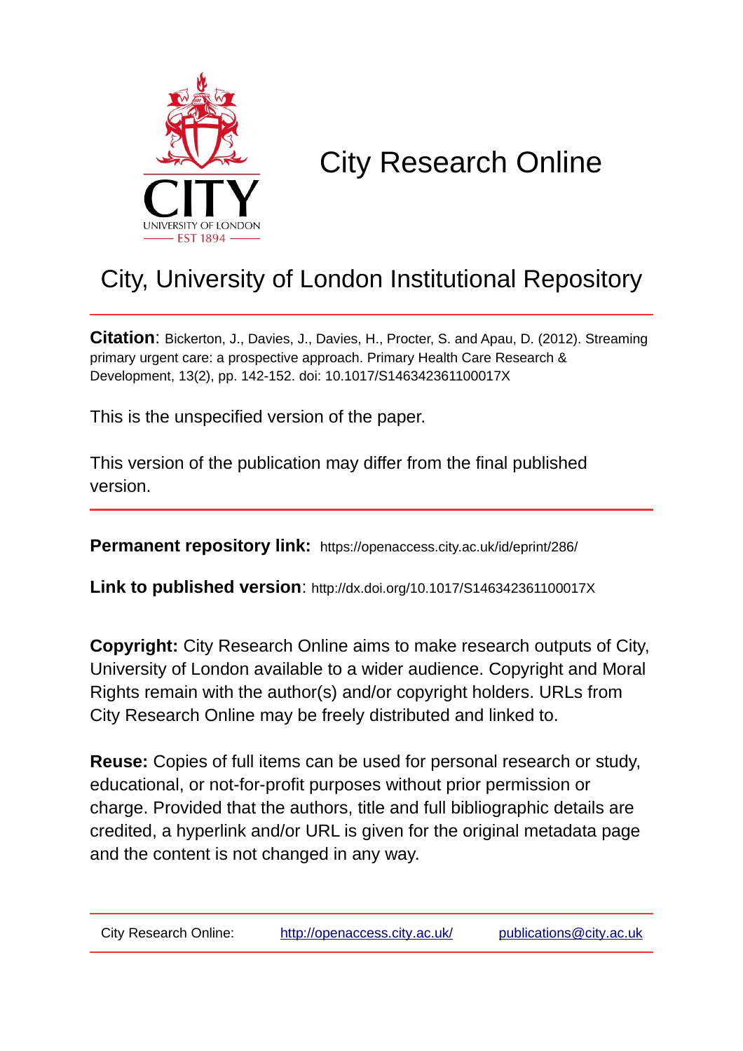# City Research Online

## City, University of London Institutional Repository

**Citation**: Bickerton, J., Davies, J., Davies, H., Procter, S. and Apau, D. (2012). Streaming primary urgent care: a prospective approach. Primary Health Care Research & Development, 13(2), pp. 142-152. doi: 10.1017/S146342361100017X

This is the unspecified version of the paper.

This version of the publication may differ from the final published version.

**Permanent repository link:** https://openaccess.city.ac.uk/id/eprint/286/

**Link to published version**: http://dx.doi.org/10.1017/S146342361100017X

**Copyright:** City Research Online aims to make research outputs of City, University of London available to a wider audience. Copyright and Moral Rights remain with the author(s) and/or copyright holders. URLs from City Research Online may be freely distributed and linked to.

**Reuse:** Copies of full items can be used for personal research or study, educational, or not-for-profit purposes without prior permission or charge. Provided that the authors, title and full bibliographic details are credited, a hyperlink and/or URL is given for the original metadata page and the content is not changed in any way.

City Research Online: http://openaccess.city.ac.uk/ publications@city.ac.uk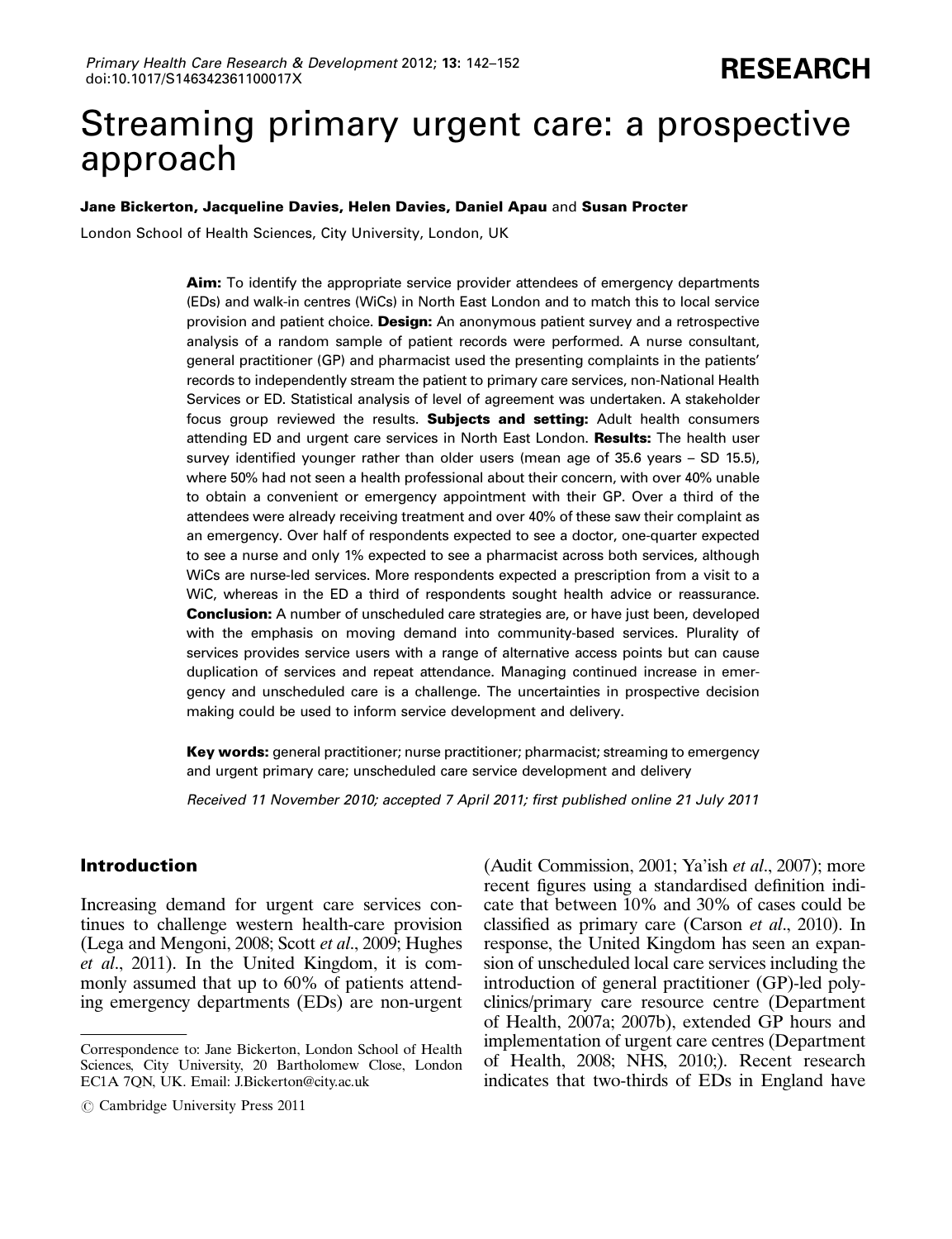# Streaming primary urgent care: a prospective approach

**Jane Bickerton, Jacqueline Davies, Helen Davies, Daniel Apau** and **Susan Procter**

London School of Health Sciences, City University, London, UK

**Aim:** To identify the appropriate service provider attendees of emergency departments (EDs) and walk-in centres (WiCs) in North East London and to match this to local service provision and patient choice. **Design:** An anonymous patient survey and a retrospective analysis of a random sample of patient records were performed. A nurse consultant, general practitioner (GP) and pharmacist used the presenting complaints in the patients' records to independently stream the patient to primary care services, non-National Health Services or ED. Statistical analysis of level of agreement was undertaken. A stakeholder focus group reviewed the results. **Subjects and setting:** Adult health consumers attending ED and urgent care services in North East London. **Results:** The health user survey identified younger rather than older users (mean age of 35.6 years – SD 15.5), where 50% had not seen a health professional about their concern, with over 40% unable to obtain a convenient or emergency appointment with their GP. Over a third of the attendees were already receiving treatment and over 40% of these saw their complaint as an emergency. Over half of respondents expected to see a doctor, one-quarter expected to see a nurse and only 1% expected to see a pharmacist across both services, although WiCs are nurse-led services. More respondents expected a prescription from a visit to a WiC, whereas in the ED a third of respondents sought health advice or reassurance. **Conclusion:** A number of unscheduled care strategies are, or have just been, developed with the emphasis on moving demand into community-based services. Plurality of services provides service users with a range of alternative access points but can cause duplication of services and repeat attendance. Managing continued increase in emergency and unscheduled care is a challenge. The uncertainties in prospective decision making could be used to inform service development and delivery.

**Key words:** general practitioner; nurse practitioner; pharmacist; streaming to emergency and urgent primary care; unscheduled care service development and delivery

*Received 11 November 2010; accepted 7 April 2011; first published online 21 July 2011*

## Introduction

Increasing demand for urgent care services continues to challenge western health-care provision (Lega and Mengoni, 2008; Scott *et al*., 2009; Hughes *et al*., 2011). In the United Kingdom, it is commonly assumed that up to 60% of patients attending emergency departments (EDs) are non-urgent (Audit Commission, 2001; Ya'ish *et al*., 2007); more recent figures using a standardised definition indicate that between 10% and 30% of cases could be classified as primary care (Carson *et al*., 2010). In response, the United Kingdom has seen an expansion of unscheduled local care services including the introduction of general practitioner (GP)-led polyclinics/primary care resource centre (Department of Health, 2007a; 2007b), extended GP hours and implementation of urgent care centres (Department of Health, 2008; NHS, 2010;). Recent research indicates that two-thirds of EDs in England have

Correspondence to: Jane Bickerton, London School of Health Sciences, City University, 20 Bartholomew Close, London EC1A 7QN, UK. Email: J.Bickerton@city.ac.uk

© Cambridge University Press 2011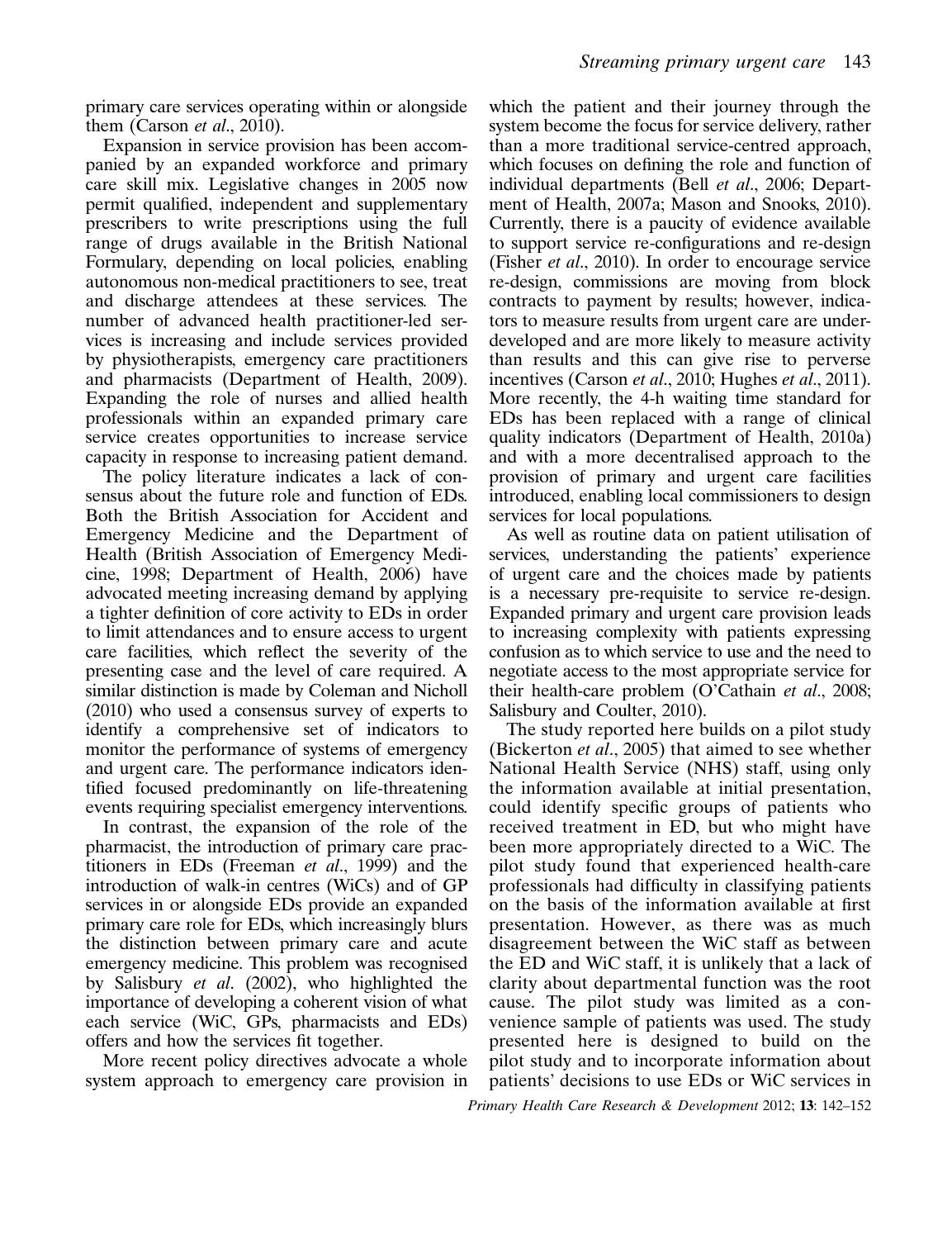primary care services operating within or alongside them (Carson *et al*., 2010).

Expansion in service provision has been accompanied by an expanded workforce and primary care skill mix. Legislative changes in 2005 now permit qualified, independent and supplementary prescribers to write prescriptions using the full range of drugs available in the British National Formulary, depending on local policies, enabling autonomous non-medical practitioners to see, treat and discharge attendees at these services. The number of advanced health practitioner-led services is increasing and include services provided by physiotherapists, emergency care practitioners and pharmacists (Department of Health, 2009). Expanding the role of nurses and allied health professionals within an expanded primary care service creates opportunities to increase service capacity in response to increasing patient demand.

The policy literature indicates a lack of consensus about the future role and function of EDs. Both the British Association for Accident and Emergency Medicine and the Department of Health (British Association of Emergency Medicine, 1998; Department of Health, 2006) have advocated meeting increasing demand by applying a tighter definition of core activity to EDs in order to limit attendances and to ensure access to urgent care facilities, which reflect the severity of the presenting case and the level of care required. A similar distinction is made by Coleman and Nicholl (2010) who used a consensus survey of experts to identify a comprehensive set of indicators to monitor the performance of systems of emergency and urgent care. The performance indicators identified focused predominantly on life-threatening events requiring specialist emergency interventions.

In contrast, the expansion of the role of the pharmacist, the introduction of primary care practitioners in EDs (Freeman *et al*., 1999) and the introduction of walk-in centres (WiCs) and of GP services in or alongside EDs provide an expanded primary care role for EDs, which increasingly blurs the distinction between primary care and acute emergency medicine. This problem was recognised by Salisbury *et al*. (2002), who highlighted the importance of developing a coherent vision of what each service (WiC, GPs, pharmacists and EDs) offers and how the services fit together.

More recent policy directives advocate a whole system approach to emergency care provision in which the patient and their journey through the system become the focus for service delivery, rather than a more traditional service-centred approach, which focuses on defining the role and function of individual departments (Bell *et al*., 2006; Department of Health, 2007a; Mason and Snooks, 2010). Currently, there is a paucity of evidence available to support service re-configurations and re-design (Fisher *et al*., 2010). In order to encourage service re-design, commissions are moving from block contracts to payment by results; however, indicators to measure results from urgent care are underdeveloped and are more likely to measure activity than results and this can give rise to perverse incentives (Carson *et al*., 2010; Hughes *et al*., 2011). More recently, the 4-h waiting time standard for EDs has been replaced with a range of clinical quality indicators (Department of Health, 2010a) and with a more decentralised approach to the provision of primary and urgent care facilities introduced, enabling local commissioners to design services for local populations.

As well as routine data on patient utilisation of services, understanding the patients' experience of urgent care and the choices made by patients is a necessary pre-requisite to service re-design. Expanded primary and urgent care provision leads to increasing complexity with patients expressing confusion as to which service to use and the need to negotiate access to the most appropriate service for their health-care problem (O'Cathain *et al*., 2008; Salisbury and Coulter, 2010).

The study reported here builds on a pilot study (Bickerton *et al*., 2005) that aimed to see whether National Health Service (NHS) staff, using only the information available at initial presentation, could identify specific groups of patients who received treatment in ED, but who might have been more appropriately directed to a WiC. The pilot study found that experienced health-care professionals had difficulty in classifying patients on the basis of the information available at first presentation. However, as there was as much disagreement between the WiC staff as between the ED and WiC staff, it is unlikely that a lack of clarity about departmental function was the root cause. The pilot study was limited as a convenience sample of patients was used. The study presented here is designed to build on the pilot study and to incorporate information about patients' decisions to use EDs or WiC services in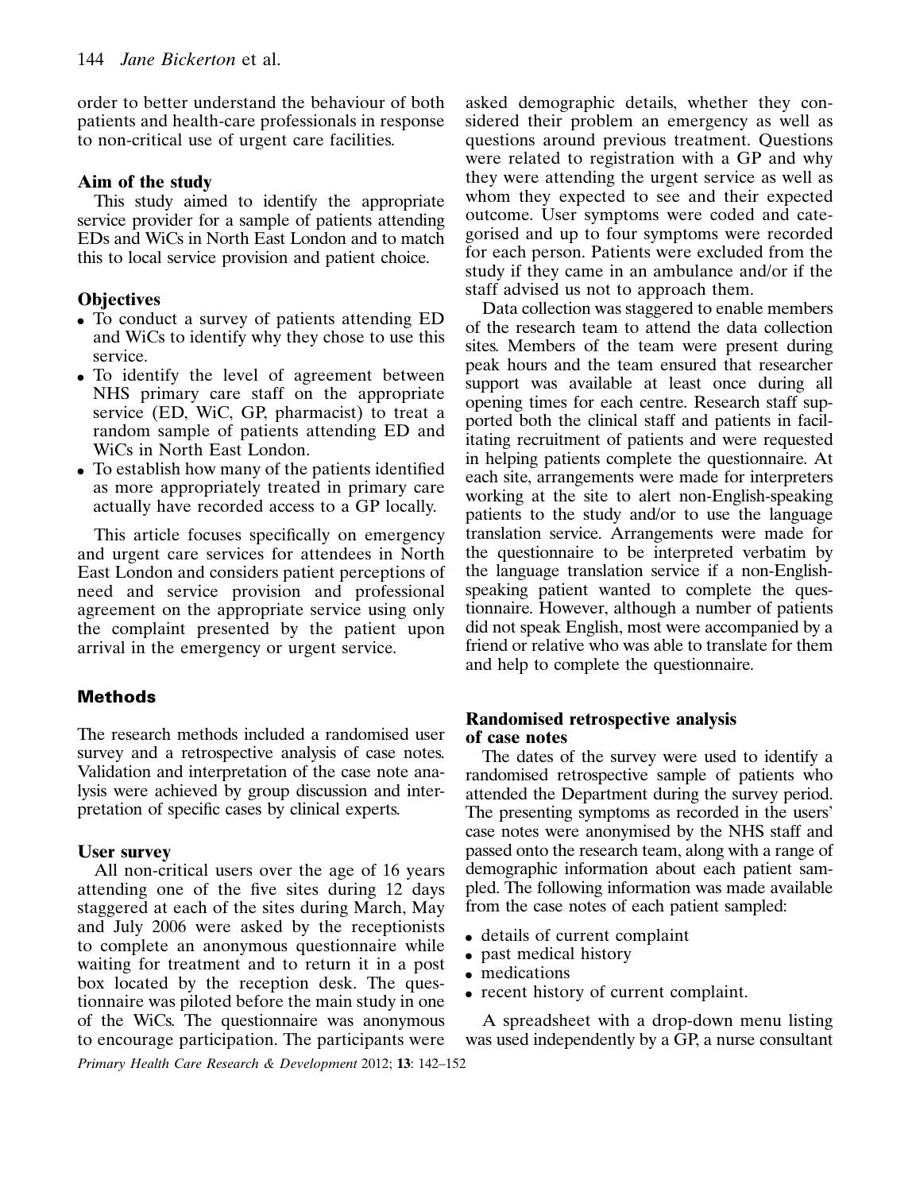order to better understand the behaviour of both patients and health-care professionals in response to non-critical use of urgent care facilities.

### Aim of the study

This study aimed to identify the appropriate service provider for a sample of patients attending EDs and WiCs in North East London and to match this to local service provision and patient choice.

### Objectives

- To conduct a survey of patients attending ED and WiCs to identify why they chose to use this service.
- To identify the level of agreement between NHS primary care staff on the appropriate service (ED, WiC, GP, pharmacist) to treat a random sample of patients attending ED and WiCs in North East London.
- To establish how many of the patients identified as more appropriately treated in primary care actually have recorded access to a GP locally.

This article focuses specifically on emergency and urgent care services for attendees in North East London and considers patient perceptions of need and service provision and professional agreement on the appropriate service using only the complaint presented by the patient upon arrival in the emergency or urgent service.

## Methods

The research methods included a randomised user survey and a retrospective analysis of case notes. Validation and interpretation of the case note analysis were achieved by group discussion and interpretation of specific cases by clinical experts.

### User survey

All non-critical users over the age of 16 years attending one of the five sites during 12 days staggered at each of the sites during March, May and July 2006 were asked by the receptionists to complete an anonymous questionnaire while waiting for treatment and to return it in a post box located by the reception desk. The questionnaire was piloted before the main study in one of the WiCs. The questionnaire was anonymous to encourage participation. The participants were asked demographic details, whether they considered their problem an emergency as well as questions around previous treatment. Questions were related to registration with a GP and why they were attending the urgent service as well as whom they expected to see and their expected outcome. User symptoms were coded and categorised and up to four symptoms were recorded for each person. Patients were excluded from the study if they came in an ambulance and/or if the staff advised us not to approach them.

Data collection was staggered to enable members of the research team to attend the data collection sites. Members of the team were present during peak hours and the team ensured that researcher support was available at least once during all opening times for each centre. Research staff supported both the clinical staff and patients in facilitating recruitment of patients and were requested in helping patients complete the questionnaire. At each site, arrangements were made for interpreters working at the site to alert non-English-speaking patients to the study and/or to use the language translation service. Arrangements were made for the questionnaire to be interpreted verbatim by the language translation service if a non-English-speaking patient wanted to complete the questionnaire. However, although a number of patients did not speak English, most were accompanied by a friend or relative who was able to translate for them and help to complete the questionnaire.

### Randomised retrospective analysis of case notes

The dates of the survey were used to identify a randomised retrospective sample of patients who attended the Department during the survey period. The presenting symptoms as recorded in the users' case notes were anonymised by the NHS staff and passed onto the research team, along with a range of demographic information about each patient sampled. The following information was made available from the case notes of each patient sampled:

- details of current complaint
- past medical history
- medications
- recent history of current complaint.

A spreadsheet with a drop-down menu listing was used independently by a GP, a nurse consultant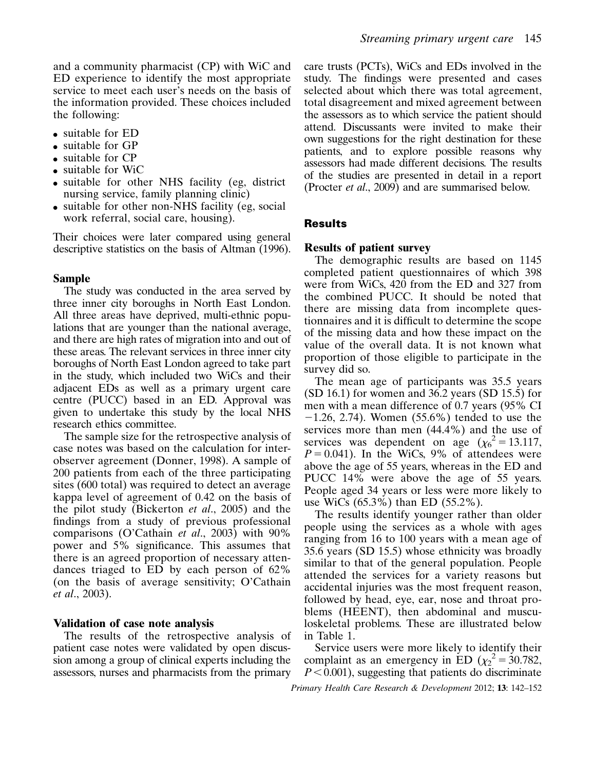and a community pharmacist (CP) with WiC and ED experience to identify the most appropriate service to meet each user's needs on the basis of the information provided. These choices included the following:

- suitable for ED
- suitable for GP
- suitable for CP
- suitable for WiC
- suitable for other NHS facility (eg, district nursing service, family planning clinic)
- suitable for other non-NHS facility (eg, social work referral, social care, housing).

Their choices were later compared using general descriptive statistics on the basis of Altman (1996).

### Sample

The study was conducted in the area served by three inner city boroughs in North East London. All three areas have deprived, multi-ethnic populations that are younger than the national average, and there are high rates of migration into and out of these areas. The relevant services in three inner city boroughs of North East London agreed to take part in the study, which included two WiCs and their adjacent EDs as well as a primary urgent care centre (PUCC) based in an ED. Approval was given to undertake this study by the local NHS research ethics committee.

The sample size for the retrospective analysis of case notes was based on the calculation for inter-observer agreement (Donner, 1998). A sample of 200 patients from each of the three participating sites (600 total) was required to detect an average kappa level of agreement of 0.42 on the basis of the pilot study (Bickerton *et al*., 2005) and the findings from a study of previous professional comparisons (O'Cathain *et al*., 2003) with 90% power and 5% significance. This assumes that there is an agreed proportion of necessary attendances triaged to ED by each person of 62% (on the basis of average sensitivity; O'Cathain *et al*., 2003).

### Validation of case note analysis

The results of the retrospective analysis of patient case notes were validated by open discussion among a group of clinical experts including the assessors, nurses and pharmacists from the primary care trusts (PCTs), WiCs and EDs involved in the study. The findings were presented and cases selected about which there was total agreement, total disagreement and mixed agreement between the assessors as to which service the patient should attend. Discussants were invited to make their own suggestions for the right destination for these patients, and to explore possible reasons why assessors had made different decisions. The results of the studies are presented in detail in a report (Procter *et al*., 2009) and are summarised below.

## Results

### Results of patient survey

The demographic results are based on 1145 completed patient questionnaires of which 398 were from WiCs, 420 from the ED and 327 from the combined PUCC. It should be noted that there are missing data from incomplete questionnaires and it is difficult to determine the scope of the missing data and how these impact on the value of the overall data. It is not known what proportion of those eligible to participate in the survey did so.

The mean age of participants was 35.5 years (SD 16.1) for women and 36.2 years (SD 15.5) for men with a mean difference of 0.7 years (95% CI −1.26, 2.74). Women (55.6%) tended to use the services more than men (44.4%) and the use of services was dependent on age ($\chi_6^2 = 13.117$, $P = 0.041$). In the WiCs, 9% of attendees were above the age of 55 years, whereas in the ED and PUCC 14% were above the age of 55 years. People aged 34 years or less were more likely to use WiCs (65.3%) than ED (55.2%).

The results identify younger rather than older people using the services as a whole with ages ranging from 16 to 100 years with a mean age of 35.6 years (SD 15.5) whose ethnicity was broadly similar to that of the general population. People attended the services for a variety reasons but accidental injuries was the most frequent reason, followed by head, eye, ear, nose and throat problems (HEENT), then abdominal and musculoskeletal problems. These are illustrated below in Table 1.

Service users were more likely to identify their complaint as an emergency in ED ($\chi_2^2 = 30.782$, $P < 0.001$), suggesting that patients do discriminate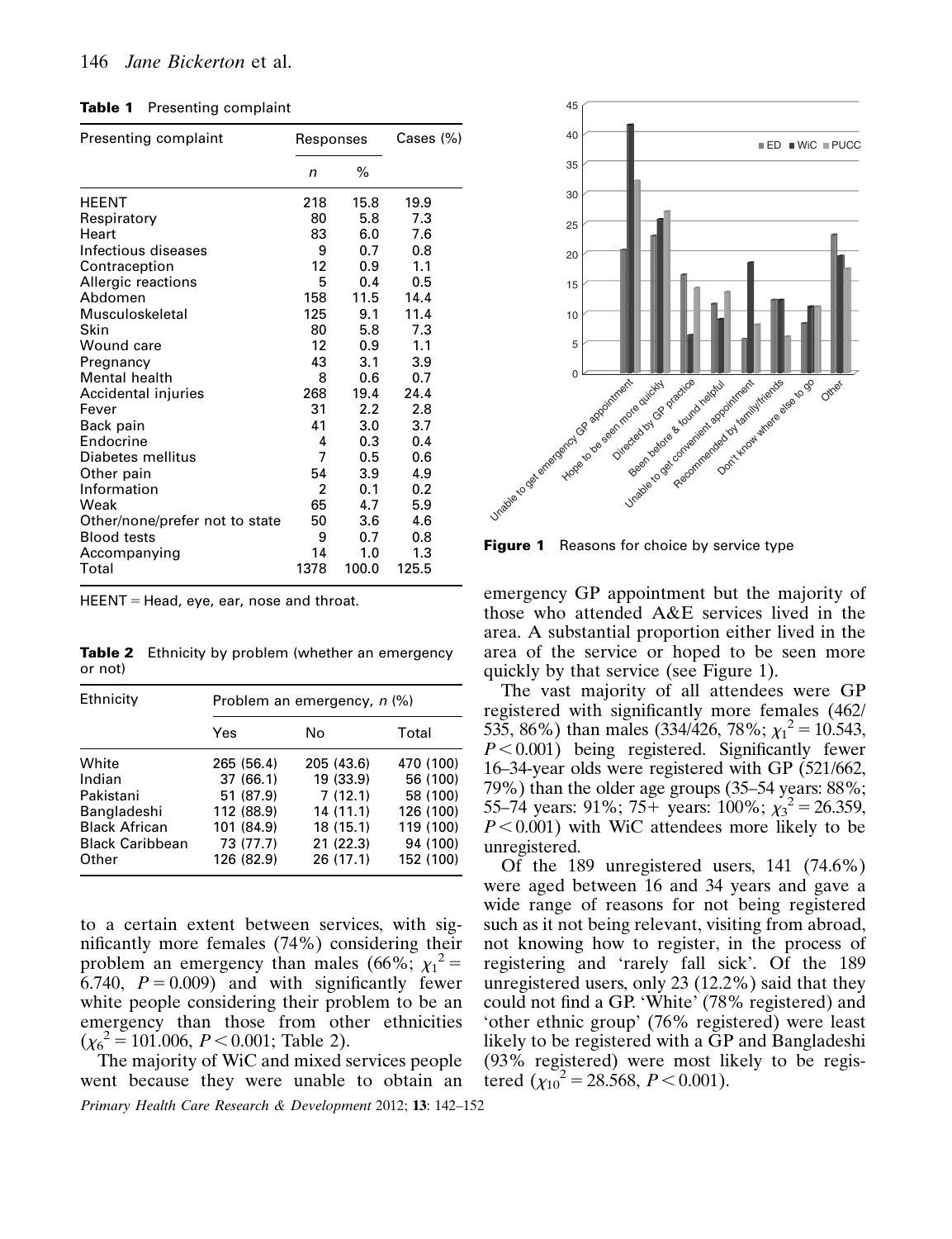**Table 1** Presenting complaint

| Presenting complaint | Responses | | Cases (%) |
|---|---|---|---|
| | *n* | % | |
| HEENT | 218 | 15.8 | 19.9 |
| Respiratory | 80 | 5.8 | 7.3 |
| Heart | 83 | 6.0 | 7.6 |
| Infectious diseases | 9 | 0.7 | 0.8 |
| Contraception | 12 | 0.9 | 1.1 |
| Allergic reactions | 5 | 0.4 | 0.5 |
| Abdomen | 158 | 11.5 | 14.4 |
| Musculoskeletal | 125 | 9.1 | 11.4 |
| Skin | 80 | 5.8 | 7.3 |
| Wound care | 12 | 0.9 | 1.1 |
| Pregnancy | 43 | 3.1 | 3.9 |
| Mental health | 8 | 0.6 | 0.7 |
| Accidental injuries | 268 | 19.4 | 24.4 |
| Fever | 31 | 2.2 | 2.8 |
| Back pain | 41 | 3.0 | 3.7 |
| Endocrine | 4 | 0.3 | 0.4 |
| Diabetes mellitus | 7 | 0.5 | 0.6 |
| Other pain | 54 | 3.9 | 4.9 |
| Information | 2 | 0.1 | 0.2 |
| Weak | 65 | 4.7 | 5.9 |
| Other/none/prefer not to state | 50 | 3.6 | 4.6 |
| Blood tests | 9 | 0.7 | 0.8 |
| Accompanying | 14 | 1.0 | 1.3 |
| Total | 1378 | 100.0 | 125.5 |

HEENT = Head, eye, ear, nose and throat.

**Table 2** Ethnicity by problem (whether an emergency or not)

| Ethnicity | Problem an emergency, *n* (%) | | |
|---|---|---|---|
| | Yes | No | Total |
| White | 265 (56.4) | 205 (43.6) | 470 (100) |
| Indian | 37 (66.1) | 19 (33.9) | 56 (100) |
| Pakistani | 51 (87.9) | 7 (12.1) | 58 (100) |
| Bangladeshi | 112 (88.9) | 14 (11.1) | 126 (100) |
| Black African | 101 (84.9) | 18 (15.1) | 119 (100) |
| Black Caribbean | 73 (77.7) | 21 (22.3) | 94 (100) |
| Other | 126 (82.9) | 26 (17.1) | 152 (100) |

to a certain extent between services, with significantly more females (74%) considering their problem an emergency than males (66%; $\chi_1^2 = 6.740$, $P = 0.009$) and with significantly fewer white people considering their problem to be an emergency than those from other ethnicities ($\chi_6^2 = 101.006$, $P < 0.001$; Table 2).

The majority of WiC and mixed services people went because they were unable to obtain an emergency GP appointment but the majority of those who attended A&E services lived in the area. A substantial proportion either lived in the area of the service or hoped to be seen more quickly by that service (see Figure 1).

**Figure 1** Reasons for choice by service type

The vast majority of all attendees were GP registered with significantly more females (462/535, 86%) than males (334/426, 78%; $\chi_1^2 = 10.543$, $P < 0.001$) being registered. Significantly fewer 16–34-year olds were registered with GP (521/662, 79%) than the older age groups (35–54 years: 88%; 55–74 years: 91%; 75+ years: 100%; $\chi_3^2 = 26.359$, $P < 0.001$) with WiC attendees more likely to be unregistered.

Of the 189 unregistered users, 141 (74.6%) were aged between 16 and 34 years and gave a wide range of reasons for not being registered such as it not being relevant, visiting from abroad, not knowing how to register, in the process of registering and 'rarely fall sick'. Of the 189 unregistered users, only 23 (12.2%) said that they could not find a GP. 'White' (78% registered) and 'other ethnic group' (76% registered) were least likely to be registered with a GP and Bangladeshi (93% registered) were most likely to be registered ($\chi_{10}^2 = 28.568$, $P < 0.001$).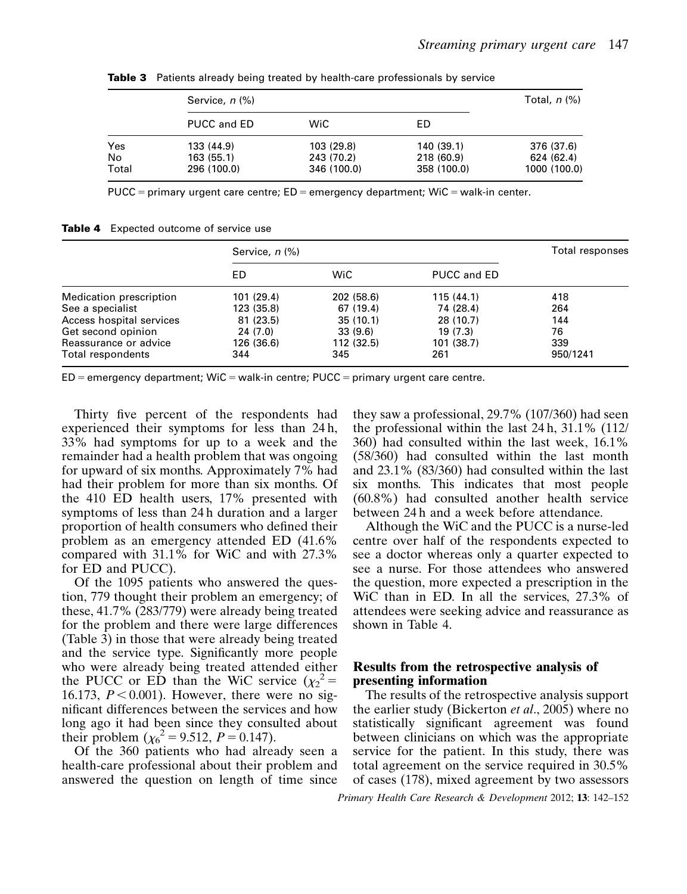**Table 3** Patients already being treated by health-care professionals by service

| | Service, *n* (%) | | | Total, *n* (%) |
|---|---|---|---|---|
| | PUCC and ED | WiC | ED | |
| Yes | 133 (44.9) | 103 (29.8) | 140 (39.1) | 376 (37.6) |
| No | 163 (55.1) | 243 (70.2) | 218 (60.9) | 624 (62.4) |
| Total | 296 (100.0) | 346 (100.0) | 358 (100.0) | 1000 (100.0) |

PUCC = primary urgent care centre; ED = emergency department; WiC = walk-in center.

**Table 4** Expected outcome of service use

| | Service, *n* (%) | | | Total responses |
|---|---|---|---|---|
| | ED | WiC | PUCC and ED | |
| Medication prescription | 101 (29.4) | 202 (58.6) | 115 (44.1) | 418 |
| See a specialist | 123 (35.8) | 67 (19.4) | 74 (28.4) | 264 |
| Access hospital services | 81 (23.5) | 35 (10.1) | 28 (10.7) | 144 |
| Get second opinion | 24 (7.0) | 33 (9.6) | 19 (7.3) | 76 |
| Reassurance or advice | 126 (36.6) | 112 (32.5) | 101 (38.7) | 339 |
| Total respondents | 344 | 345 | 261 | 950/1241 |

ED = emergency department; WiC = walk-in centre; PUCC = primary urgent care centre.

Thirty five percent of the respondents had experienced their symptoms for less than 24 h, 33% had symptoms for up to a week and the remainder had a health problem that was ongoing for upward of six months. Approximately 7% had had their problem for more than six months. Of the 410 ED health users, 17% presented with symptoms of less than 24 h duration and a larger proportion of health consumers who defined their problem as an emergency attended ED (41.6% compared with 31.1% for WiC and with 27.3% for ED and PUCC).

Of the 1095 patients who answered the question, 779 thought their problem an emergency; of these, 41.7% (283/779) were already being treated for the problem and there were large differences (Table 3) in those that were already being treated and the service type. Significantly more people who were already being treated attended either the PUCC or ED than the WiC service ($\chi_2^{\,2} = 16.173$, $P < 0.001$). However, there were no significant differences between the services and how long ago it had been since they consulted about their problem ($\chi_6^{\,2} = 9.512$, $P = 0.147$).

Of the 360 patients who had already seen a health-care professional about their problem and answered the question on length of time since they saw a professional, 29.7% (107/360) had seen the professional within the last 24 h, 31.1% (112/360) had consulted within the last week, 16.1% (58/360) had consulted within the last month and 23.1% (83/360) had consulted within the last six months. This indicates that most people (60.8%) had consulted another health service between 24 h and a week before attendance.

Although the WiC and the PUCC is a nurse-led centre over half of the respondents expected to see a doctor whereas only a quarter expected to see a nurse. For those attendees who answered the question, more expected a prescription in the WiC than in ED. In all the services, 27.3% of attendees were seeking advice and reassurance as shown in Table 4.

## Results from the retrospective analysis of presenting information

The results of the retrospective analysis support the earlier study (Bickerton *et al*., 2005) where no statistically significant agreement was found between clinicians on which was the appropriate service for the patient. In this study, there was total agreement on the service required in 30.5% of cases (178), mixed agreement by two assessors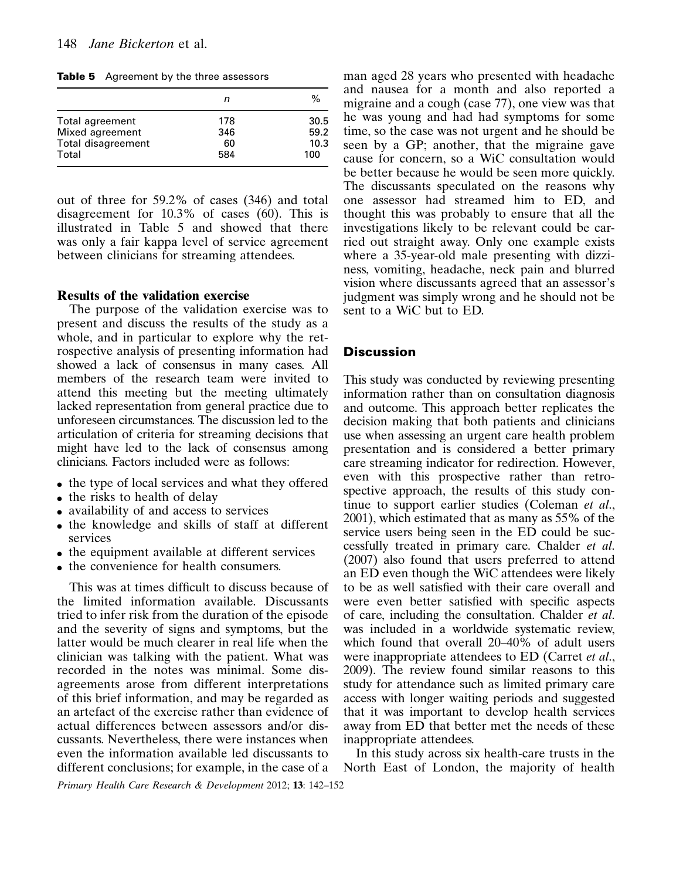**Table 5** Agreement by the three assessors

| | n | % |
|---|---|---|
| Total agreement | 178 | 30.5 |
| Mixed agreement | 346 | 59.2 |
| Total disagreement | 60 | 10.3 |
| Total | 584 | 100 |

out of three for 59.2% of cases (346) and total disagreement for 10.3% of cases (60). This is illustrated in Table 5 and showed that there was only a fair kappa level of service agreement between clinicians for streaming attendees.

### Results of the validation exercise

The purpose of the validation exercise was to present and discuss the results of the study as a whole, and in particular to explore why the retrospective analysis of presenting information had showed a lack of consensus in many cases. All members of the research team were invited to attend this meeting but the meeting ultimately lacked representation from general practice due to unforeseen circumstances. The discussion led to the articulation of criteria for streaming decisions that might have led to the lack of consensus among clinicians. Factors included were as follows:

- the type of local services and what they offered
- the risks to health of delay
- availability of and access to services
- the knowledge and skills of staff at different services
- the equipment available at different services
- the convenience for health consumers.

This was at times difficult to discuss because of the limited information available. Discussants tried to infer risk from the duration of the episode and the severity of signs and symptoms, but the latter would be much clearer in real life when the clinician was talking with the patient. What was recorded in the notes was minimal. Some disagreements arose from different interpretations of this brief information, and may be regarded as an artefact of the exercise rather than evidence of actual differences between assessors and/or discussants. Nevertheless, there were instances when even the information available led discussants to different conclusions; for example, in the case of a man aged 28 years who presented with headache and nausea for a month and also reported a migraine and a cough (case 77), one view was that he was young and had had symptoms for some time, so the case was not urgent and he should be seen by a GP; another, that the migraine gave cause for concern, so a WiC consultation would be better because he would be seen more quickly. The discussants speculated on the reasons why one assessor had streamed him to ED, and thought this was probably to ensure that all the investigations likely to be relevant could be carried out straight away. Only one example exists where a 35-year-old male presenting with dizziness, vomiting, headache, neck pain and blurred vision where discussants agreed that an assessor's judgment was simply wrong and he should not be sent to a WiC but to ED.

## Discussion

This study was conducted by reviewing presenting information rather than on consultation diagnosis and outcome. This approach better replicates the decision making that both patients and clinicians use when assessing an urgent care health problem presentation and is considered a better primary care streaming indicator for redirection. However, even with this prospective rather than retrospective approach, the results of this study continue to support earlier studies (Coleman *et al.*, 2001), which estimated that as many as 55% of the service users being seen in the ED could be successfully treated in primary care. Chalder *et al.* (2007) also found that users preferred to attend an ED even though the WiC attendees were likely to be as well satisfied with their care overall and were even better satisfied with specific aspects of care, including the consultation. Chalder *et al.* was included in a worldwide systematic review, which found that overall 20–40% of adult users were inappropriate attendees to ED (Carret *et al.*, 2009). The review found similar reasons to this study for attendance such as limited primary care access with longer waiting periods and suggested that it was important to develop health services away from ED that better met the needs of these inappropriate attendees.

In this study across six health-care trusts in the North East of London, the majority of health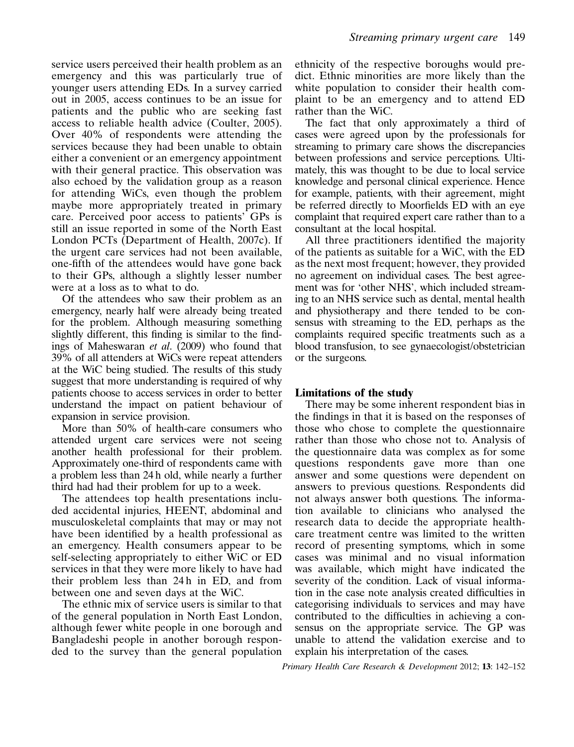service users perceived their health problem as an emergency and this was particularly true of younger users attending EDs. In a survey carried out in 2005, access continues to be an issue for patients and the public who are seeking fast access to reliable health advice (Coulter, 2005). Over 40% of respondents were attending the services because they had been unable to obtain either a convenient or an emergency appointment with their general practice. This observation was also echoed by the validation group as a reason for attending WiCs, even though the problem maybe more appropriately treated in primary care. Perceived poor access to patients' GPs is still an issue reported in some of the North East London PCTs (Department of Health, 2007c). If the urgent care services had not been available, one-fifth of the attendees would have gone back to their GPs, although a slightly lesser number were at a loss as to what to do.

Of the attendees who saw their problem as an emergency, nearly half were already being treated for the problem. Although measuring something slightly different, this finding is similar to the findings of Maheswaran *et al*. (2009) who found that 39% of all attenders at WiCs were repeat attenders at the WiC being studied. The results of this study suggest that more understanding is required of why patients choose to access services in order to better understand the impact on patient behaviour of expansion in service provision.

More than 50% of health-care consumers who attended urgent care services were not seeing another health professional for their problem. Approximately one-third of respondents came with a problem less than 24 h old, while nearly a further third had had their problem for up to a week.

The attendees top health presentations included accidental injuries, HEENT, abdominal and musculoskeletal complaints that may or may not have been identified by a health professional as an emergency. Health consumers appear to be self-selecting appropriately to either WiC or ED services in that they were more likely to have had their problem less than 24 h in ED, and from between one and seven days at the WiC.

The ethnic mix of service users is similar to that of the general population in North East London, although fewer white people in one borough and Bangladeshi people in another borough responded to the survey than the general population ethnicity of the respective boroughs would predict. Ethnic minorities are more likely than the white population to consider their health complaint to be an emergency and to attend ED rather than the WiC.

The fact that only approximately a third of cases were agreed upon by the professionals for streaming to primary care shows the discrepancies between professions and service perceptions. Ultimately, this was thought to be due to local service knowledge and personal clinical experience. Hence for example, patients, with their agreement, might be referred directly to Moorfields ED with an eye complaint that required expert care rather than to a consultant at the local hospital.

All three practitioners identified the majority of the patients as suitable for a WiC, with the ED as the next most frequent; however, they provided no agreement on individual cases. The best agreement was for 'other NHS', which included streaming to an NHS service such as dental, mental health and physiotherapy and there tended to be consensus with streaming to the ED, perhaps as the complaints required specific treatments such as a blood transfusion, to see gynaecologist/obstetrician or the surgeons.

## Limitations of the study

There may be some inherent respondent bias in the findings in that it is based on the responses of those who chose to complete the questionnaire rather than those who chose not to. Analysis of the questionnaire data was complex as for some questions respondents gave more than one answer and some questions were dependent on answers to previous questions. Respondents did not always answer both questions. The information available to clinicians who analysed the research data to decide the appropriate health-care treatment centre was limited to the written record of presenting symptoms, which in some cases was minimal and no visual information was available, which might have indicated the severity of the condition. Lack of visual information in the case note analysis created difficulties in categorising individuals to services and may have contributed to the difficulties in achieving a consensus on the appropriate service. The GP was unable to attend the validation exercise and to explain his interpretation of the cases.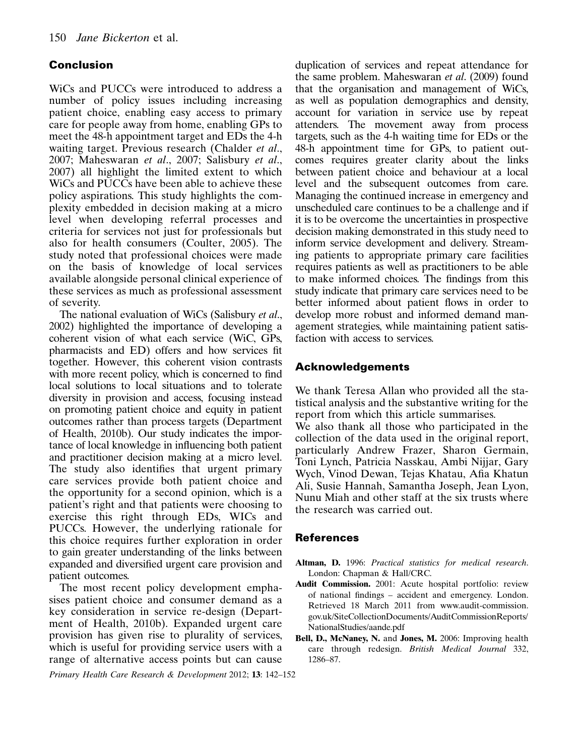## Conclusion

WiCs and PUCCs were introduced to address a number of policy issues including increasing patient choice, enabling easy access to primary care for people away from home, enabling GPs to meet the 48-h appointment target and EDs the 4-h waiting target. Previous research (Chalder *et al.*, 2007; Maheswaran *et al.*, 2007; Salisbury *et al.*, 2007) all highlight the limited extent to which WiCs and PUCCs have been able to achieve these policy aspirations. This study highlights the complexity embedded in decision making at a micro level when developing referral processes and criteria for services not just for professionals but also for health consumers (Coulter, 2005). The study noted that professional choices were made on the basis of knowledge of local services available alongside personal clinical experience of these services as much as professional assessment of severity.

The national evaluation of WiCs (Salisbury *et al.*, 2002) highlighted the importance of developing a coherent vision of what each service (WiC, GPs, pharmacists and ED) offers and how services fit together. However, this coherent vision contrasts with more recent policy, which is concerned to find local solutions to local situations and to tolerate diversity in provision and access, focusing instead on promoting patient choice and equity in patient outcomes rather than process targets (Department of Health, 2010b). Our study indicates the importance of local knowledge in influencing both patient and practitioner decision making at a micro level. The study also identifies that urgent primary care services provide both patient choice and the opportunity for a second opinion, which is a patient's right and that patients were choosing to exercise this right through EDs, WICs and PUCCs. However, the underlying rationale for this choice requires further exploration in order to gain greater understanding of the links between expanded and diversified urgent care provision and patient outcomes.

The most recent policy development emphasises patient choice and consumer demand as a key consideration in service re-design (Department of Health, 2010b). Expanded urgent care provision has given rise to plurality of services, which is useful for providing service users with a range of alternative access points but can cause duplication of services and repeat attendance for the same problem. Maheswaran *et al.* (2009) found that the organisation and management of WiCs, as well as population demographics and density, account for variation in service use by repeat attenders. The movement away from process targets, such as the 4-h waiting time for EDs or the 48-h appointment time for GPs, to patient outcomes requires greater clarity about the links between patient choice and behaviour at a local level and the subsequent outcomes from care. Managing the continued increase in emergency and unscheduled care continues to be a challenge and if it is to be overcome the uncertainties in prospective decision making demonstrated in this study need to inform service development and delivery. Streaming patients to appropriate primary care facilities requires patients as well as practitioners to be able to make informed choices. The findings from this study indicate that primary care services need to be better informed about patient flows in order to develop more robust and informed demand management strategies, while maintaining patient satisfaction with access to services.

## Acknowledgements

We thank Teresa Allan who provided all the statistical analysis and the substantive writing for the report from which this article summarises.
We also thank all those who participated in the collection of the data used in the original report, particularly Andrew Frazer, Sharon Germain, Toni Lynch, Patricia Nasskau, Ambi Nijjar, Gary Wych, Vinod Dewan, Tejas Khatau, Afia Khatun Ali, Susie Hannah, Samantha Joseph, Jean Lyon, Nunu Miah and other staff at the six trusts where the research was carried out.

## References

**Altman, D.** 1996: *Practical statistics for medical research*. London: Chapman & Hall/CRC.

**Audit Commission.** 2001: Acute hospital portfolio: review of national findings – accident and emergency. London. Retrieved 18 March 2011 from www.audit-commission.gov.uk/SiteCollectionDocuments/AuditCommissionReports/NationalStudies/aande.pdf

**Bell, D., McNaney, N.** and **Jones, M.** 2006: Improving health care through redesign. *British Medical Journal* 332, 1286–87.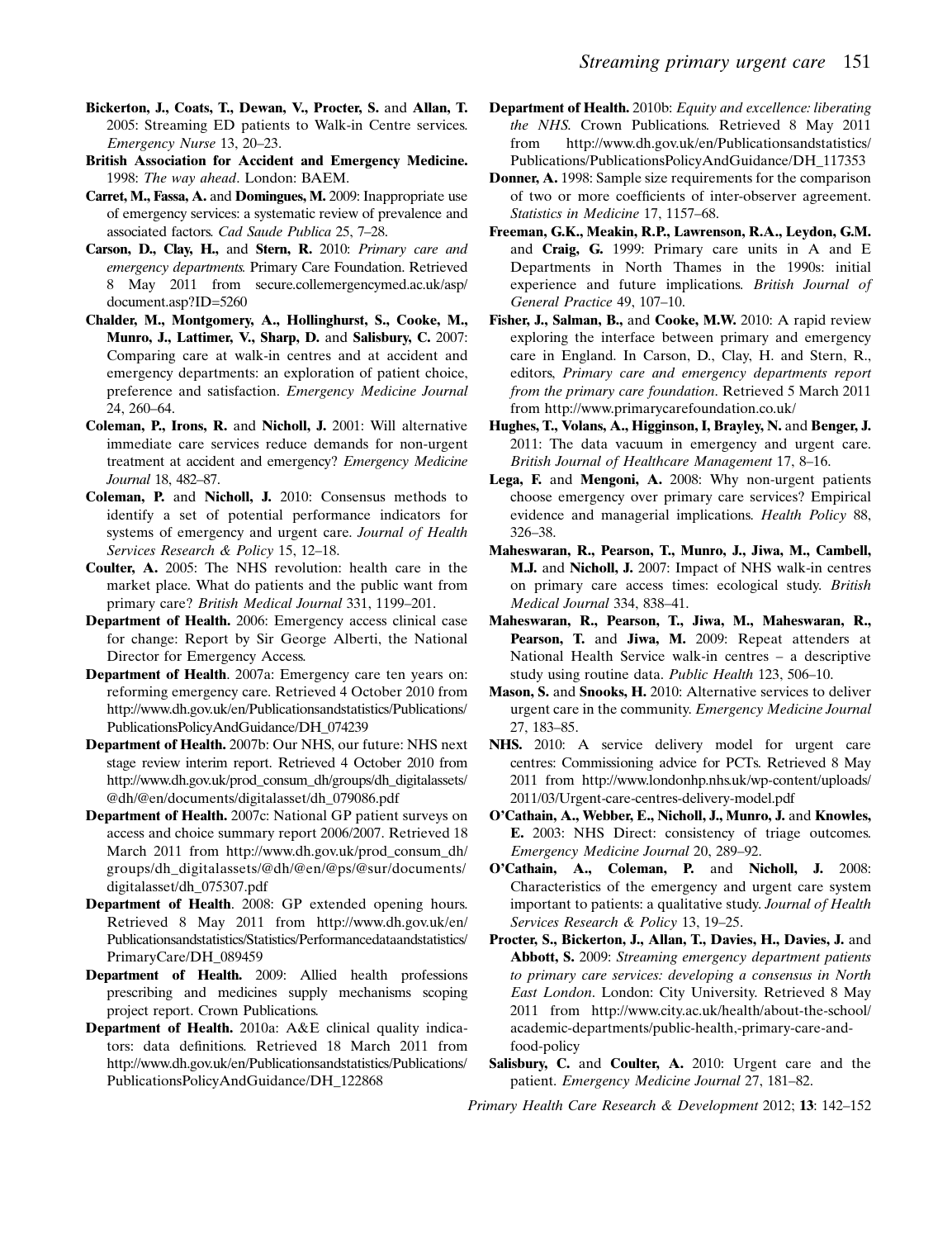**Bickerton, J., Coats, T., Dewan, V., Procter, S.** and **Allan, T.** 2005: Streaming ED patients to Walk-in Centre services. *Emergency Nurse* 13, 20–23.

**British Association for Accident and Emergency Medicine.** 1998: *The way ahead*. London: BAEM.

**Carret, M., Fassa, A.** and **Domingues, M.** 2009: Inappropriate use of emergency services: a systematic review of prevalence and associated factors. *Cad Saude Publica* 25, 7–28.

**Carson, D., Clay, H.,** and **Stern, R.** 2010: *Primary care and emergency departments*. Primary Care Foundation. Retrieved 8 May 2011 from secure.collemergencymed.ac.uk/asp/document.asp?ID=5260

**Chalder, M., Montgomery, A., Hollinghurst, S., Cooke, M., Munro, J., Lattimer, V., Sharp, D.** and **Salisbury, C.** 2007: Comparing care at walk-in centres and at accident and emergency departments: an exploration of patient choice, preference and satisfaction. *Emergency Medicine Journal* 24, 260–64.

**Coleman, P., Irons, R.** and **Nicholl, J.** 2001: Will alternative immediate care services reduce demands for non-urgent treatment at accident and emergency? *Emergency Medicine Journal* 18, 482–87.

**Coleman, P.** and **Nicholl, J.** 2010: Consensus methods to identify a set of potential performance indicators for systems of emergency and urgent care. *Journal of Health Services Research & Policy* 15, 12–18.

**Coulter, A.** 2005: The NHS revolution: health care in the market place. What do patients and the public want from primary care? *British Medical Journal* 331, 1199–201.

**Department of Health.** 2006: Emergency access clinical case for change: Report by Sir George Alberti, the National Director for Emergency Access.

**Department of Health**. 2007a: Emergency care ten years on: reforming emergency care. Retrieved 4 October 2010 from http://www.dh.gov.uk/en/Publicationsandstatistics/Publications/PublicationsPolicyAndGuidance/DH_074239

**Department of Health.** 2007b: Our NHS, our future: NHS next stage review interim report. Retrieved 4 October 2010 from http://www.dh.gov.uk/prod_consum_dh/groups/dh_digitalassets/@dh/@en/documents/digitalasset/dh_079086.pdf

**Department of Health.** 2007c: National GP patient surveys on access and choice summary report 2006/2007. Retrieved 18 March 2011 from http://www.dh.gov.uk/prod_consum_dh/groups/dh_digitalassets/@dh/@en/@ps/@sur/documents/digitalasset/dh_075307.pdf

**Department of Health**. 2008: GP extended opening hours. Retrieved 8 May 2011 from http://www.dh.gov.uk/en/Publicationsandstatistics/Statistics/Performancedataandstatistics/PrimaryCare/DH_089459

**Department of Health.** 2009: Allied health professions prescribing and medicines supply mechanisms scoping project report. Crown Publications.

**Department of Health.** 2010a: A&E clinical quality indicators: data definitions. Retrieved 18 March 2011 from http://www.dh.gov.uk/en/Publicationsandstatistics/Publications/PublicationsPolicyAndGuidance/DH_122868

**Department of Health.** 2010b: *Equity and excellence: liberating the NHS*. Crown Publications. Retrieved 8 May 2011 from http://www.dh.gov.uk/en/Publicationsandstatistics/Publications/PublicationsPolicyAndGuidance/DH_117353

**Donner, A.** 1998: Sample size requirements for the comparison of two or more coefficients of inter-observer agreement. *Statistics in Medicine* 17, 1157–68.

**Freeman, G.K., Meakin, R.P., Lawrenson, R.A., Leydon, G.M.** and **Craig, G.** 1999: Primary care units in A and E Departments in North Thames in the 1990s: initial experience and future implications. *British Journal of General Practice* 49, 107–10.

**Fisher, J., Salman, B.,** and **Cooke, M.W.** 2010: A rapid review exploring the interface between primary and emergency care in England. In Carson, D., Clay, H. and Stern, R., editors, *Primary care and emergency departments report from the primary care foundation*. Retrieved 5 March 2011 from http://www.primarycarefoundation.co.uk/

**Hughes, T., Volans, A., Higginson, I, Brayley, N.** and **Benger, J.** 2011: The data vacuum in emergency and urgent care. *British Journal of Healthcare Management* 17, 8–16.

**Lega, F.** and **Mengoni, A.** 2008: Why non-urgent patients choose emergency over primary care services? Empirical evidence and managerial implications. *Health Policy* 88, 326–38.

**Maheswaran, R., Pearson, T., Munro, J., Jiwa, M., Cambell, M.J.** and **Nicholl, J.** 2007: Impact of NHS walk-in centres on primary care access times: ecological study. *British Medical Journal* 334, 838–41.

**Maheswaran, R., Pearson, T., Jiwa, M., Maheswaran, R., Pearson, T.** and **Jiwa, M.** 2009: Repeat attenders at National Health Service walk-in centres – a descriptive study using routine data. *Public Health* 123, 506–10.

**Mason, S.** and **Snooks, H.** 2010: Alternative services to deliver urgent care in the community. *Emergency Medicine Journal* 27, 183–85.

**NHS.** 2010: A service delivery model for urgent care centres: Commissioning advice for PCTs. Retrieved 8 May 2011 from http://www.londonhp.nhs.uk/wp-content/uploads/2011/03/Urgent-care-centres-delivery-model.pdf

**O'Cathain, A., Webber, E., Nicholl, J., Munro, J.** and **Knowles, E.** 2003: NHS Direct: consistency of triage outcomes. *Emergency Medicine Journal* 20, 289–92.

**O'Cathain, A., Coleman, P.** and **Nicholl, J.** 2008: Characteristics of the emergency and urgent care system important to patients: a qualitative study. *Journal of Health Services Research & Policy* 13, 19–25.

**Procter, S., Bickerton, J., Allan, T., Davies, H., Davies, J.** and **Abbott, S.** 2009: *Streaming emergency department patients to primary care services: developing a consensus in North East London*. London: City University. Retrieved 8 May 2011 from http://www.city.ac.uk/health/about-the-school/academic-departments/public-health,-primary-care-and-food-policy

**Salisbury, C.** and **Coulter, A.** 2010: Urgent care and the patient. *Emergency Medicine Journal* 27, 181–82.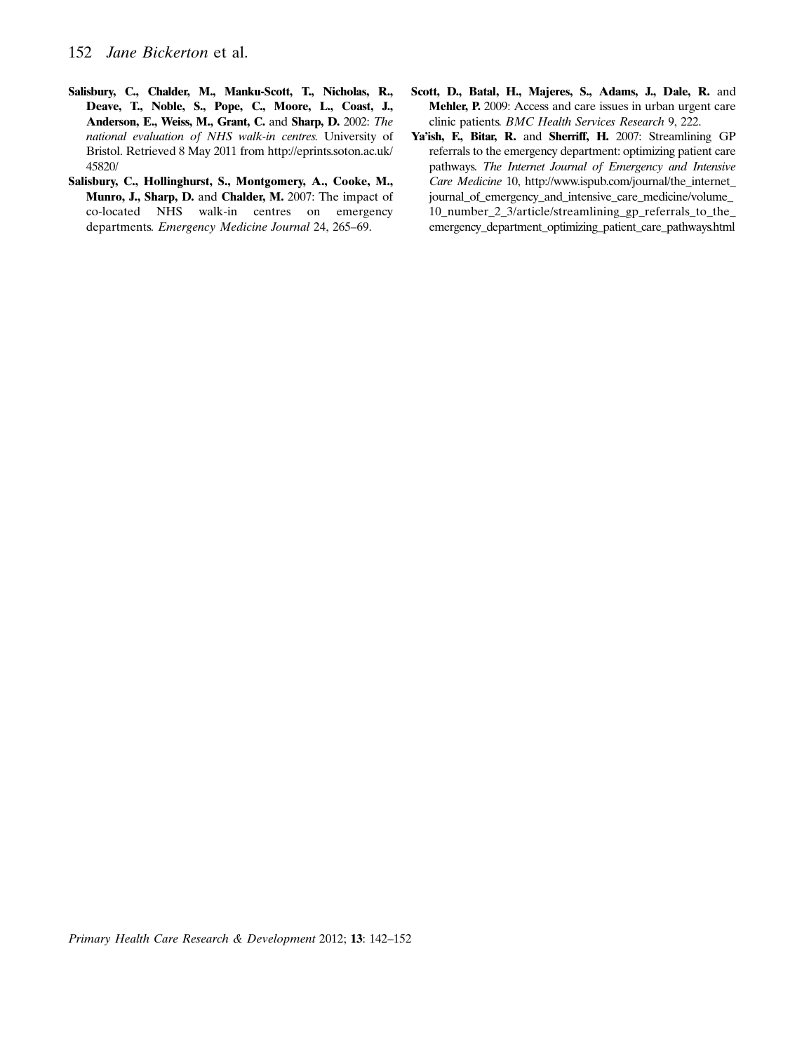**Salisbury, C., Chalder, M., Manku-Scott, T., Nicholas, R., Deave, T., Noble, S., Pope, C., Moore, L., Coast, J., Anderson, E., Weiss, M., Grant, C.** and **Sharp, D.** 2002: *The national evaluation of NHS walk-in centres*. University of Bristol. Retrieved 8 May 2011 from http://eprints.soton.ac.uk/45820/

**Salisbury, C., Hollinghurst, S., Montgomery, A., Cooke, M., Munro, J., Sharp, D.** and **Chalder, M.** 2007: The impact of co-located NHS walk-in centres on emergency departments. *Emergency Medicine Journal* 24, 265–69.

**Scott, D., Batal, H., Majeres, S., Adams, J., Dale, R.** and **Mehler, P.** 2009: Access and care issues in urban urgent care clinic patients. *BMC Health Services Research* 9, 222.

**Ya'ish, F., Bitar, R.** and **Sherriff, H.** 2007: Streamlining GP referrals to the emergency department: optimizing patient care pathways. *The Internet Journal of Emergency and Intensive Care Medicine* 10, http://www.ispub.com/journal/the_internet_journal_of_emergency_and_intensive_care_medicine/volume_10_number_2_3/article/streamlining_gp_referrals_to_the_emergency_department_optimizing_patient_care_pathways.html